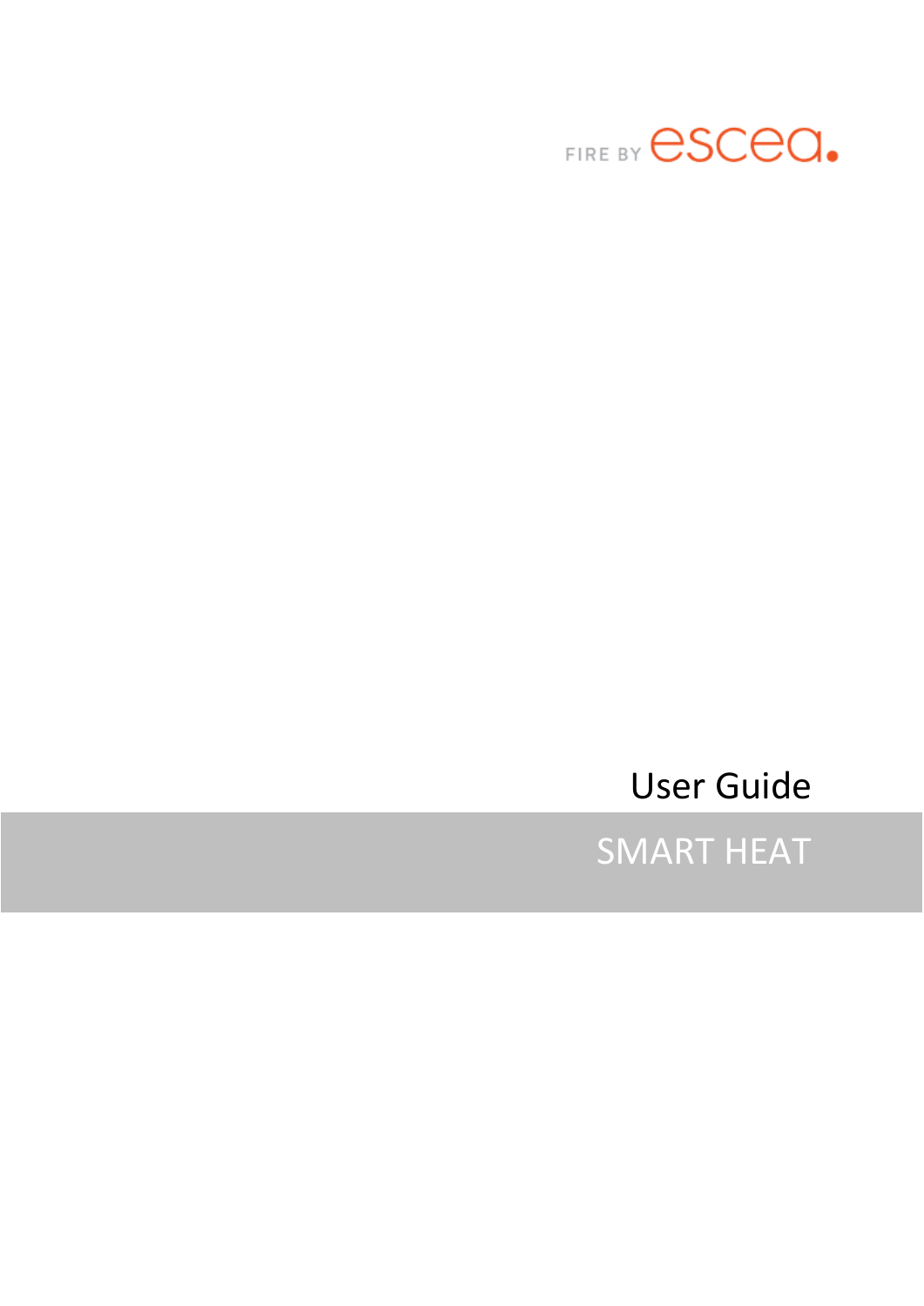FIRE BY escea.

# User Guide

## SMART HEAT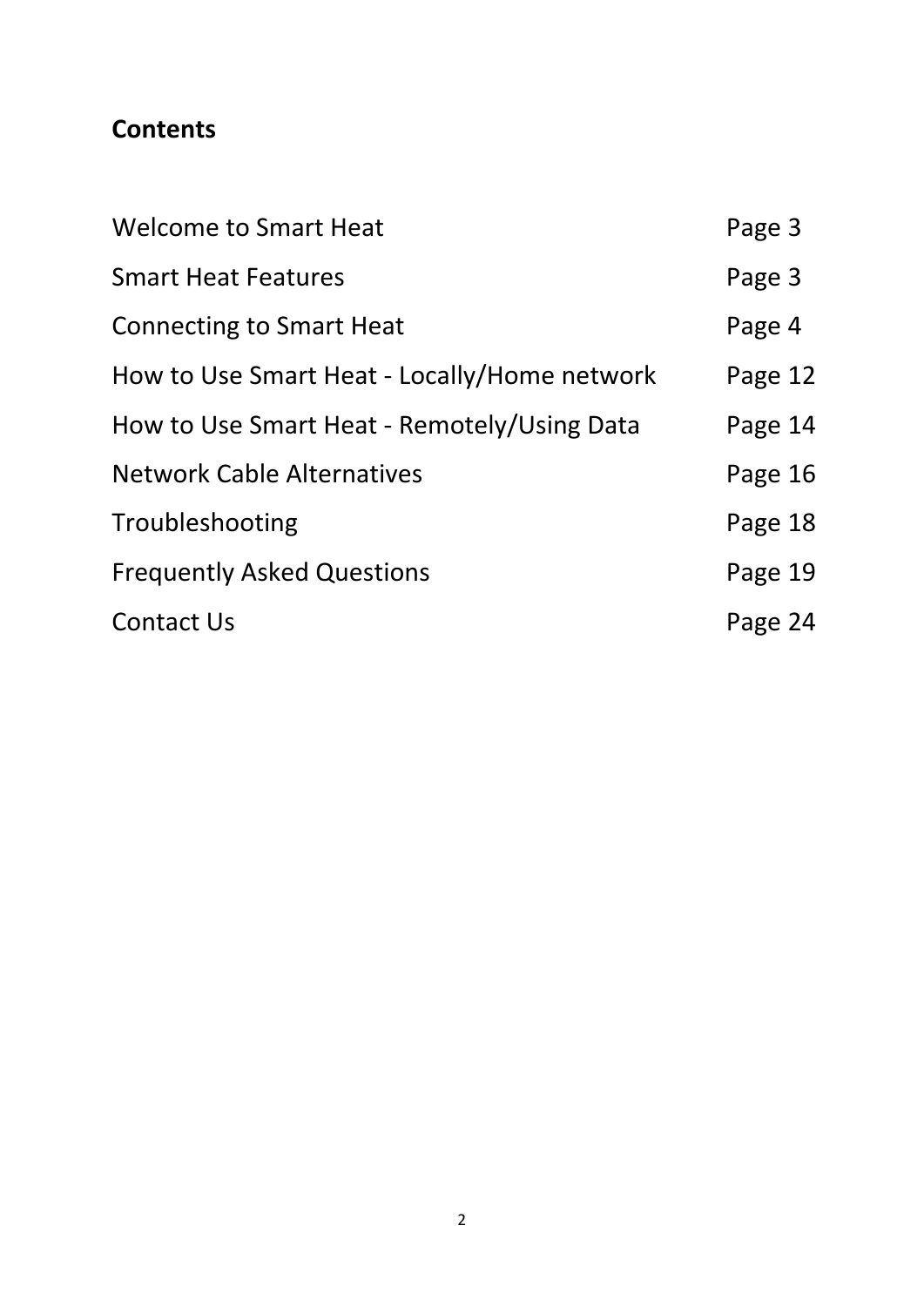## Contents

| | |
|---|---|
| Welcome to Smart Heat | Page 3 |
| Smart Heat Features | Page 3 |
| Connecting to Smart Heat | Page 4 |
| How to Use Smart Heat - Locally/Home network | Page 12 |
| How to Use Smart Heat - Remotely/Using Data | Page 14 |
| Network Cable Alternatives | Page 16 |
| Troubleshooting | Page 18 |
| Frequently Asked Questions | Page 19 |
| Contact Us | Page 24 |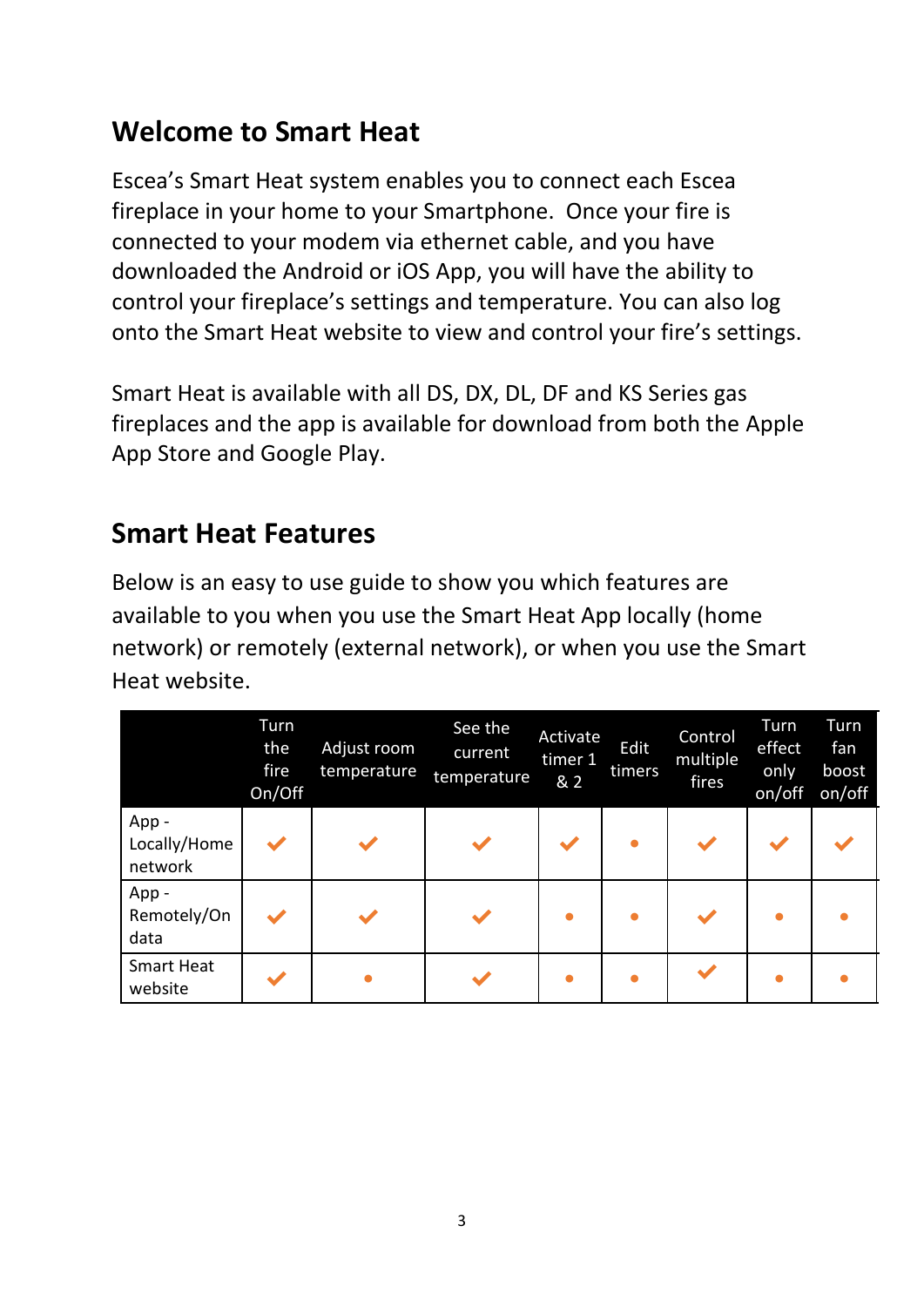## Welcome to Smart Heat

Escea's Smart Heat system enables you to connect each Escea fireplace in your home to your Smartphone. Once your fire is connected to your modem via ethernet cable, and you have downloaded the Android or iOS App, you will have the ability to control your fireplace's settings and temperature. You can also log onto the Smart Heat website to view and control your fire's settings.

Smart Heat is available with all DS, DX, DL, DF and KS Series gas fireplaces and the app is available for download from both the Apple App Store and Google Play.

## Smart Heat Features

Below is an easy to use guide to show you which features are available to you when you use the Smart Heat App locally (home network) or remotely (external network), or when you use the Smart Heat website.

| | Turn the fire On/Off | Adjust room temperature | See the current temperature | Activate timer 1 & 2 | Edit timers | Control multiple fires | Turn effect only on/off | Turn fan boost on/off |
|---|---|---|---|---|---|---|---|---|
| App - Locally/Home network | ✔ | ✔ | ✔ | ✔ | • | ✔ | ✔ | ✔ |
| App - Remotely/On data | ✔ | ✔ | ✔ | • | • | ✔ | • | • |
| Smart Heat website | ✔ | • | ✔ | • | • | ✔ | • | • |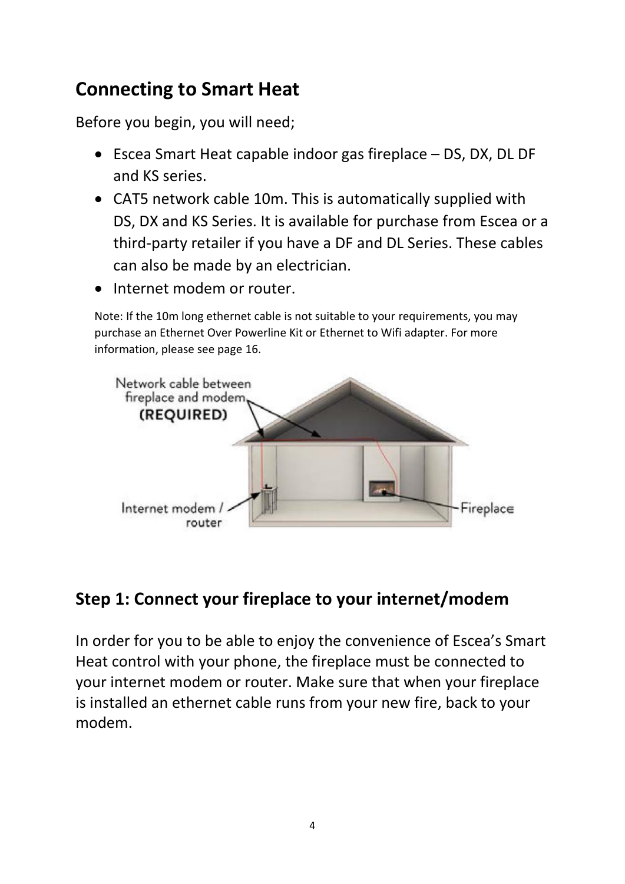## Connecting to Smart Heat

Before you begin, you will need;

- Escea Smart Heat capable indoor gas fireplace – DS, DX, DL DF and KS series.
- CAT5 network cable 10m. This is automatically supplied with DS, DX and KS Series. It is available for purchase from Escea or a third-party retailer if you have a DF and DL Series. These cables can also be made by an electrician.
- Internet modem or router.

Note: If the 10m long ethernet cable is not suitable to your requirements, you may purchase an Ethernet Over Powerline Kit or Ethernet to Wifi adapter. For more information, please see page 16.

Network cable between fireplace and modem **(REQUIRED)**

Internet modem / router

Fireplace

## Step 1: Connect your fireplace to your internet/modem

In order for you to be able to enjoy the convenience of Escea's Smart Heat control with your phone, the fireplace must be connected to your internet modem or router. Make sure that when your fireplace is installed an ethernet cable runs from your new fire, back to your modem.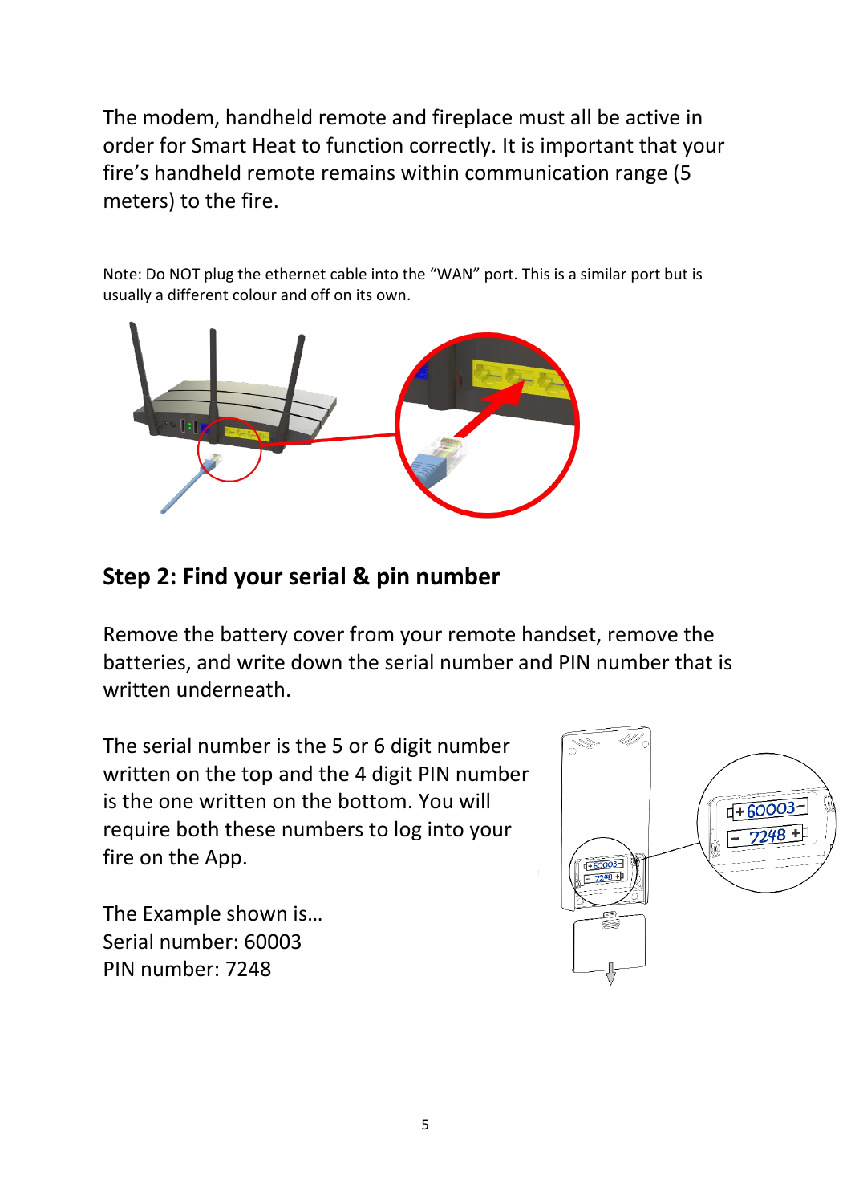The modem, handheld remote and fireplace must all be active in order for Smart Heat to function correctly. It is important that your fire's handheld remote remains within communication range (5 meters) to the fire.

Note: Do NOT plug the ethernet cable into the "WAN" port. This is a similar port but is usually a different colour and off on its own.

## Step 2: Find your serial & pin number

Remove the battery cover from your remote handset, remove the batteries, and write down the serial number and PIN number that is written underneath.

The serial number is the 5 or 6 digit number written on the top and the 4 digit PIN number is the one written on the bottom. You will require both these numbers to log into your fire on the App.

The Example shown is…
Serial number: 60003
PIN number: 7248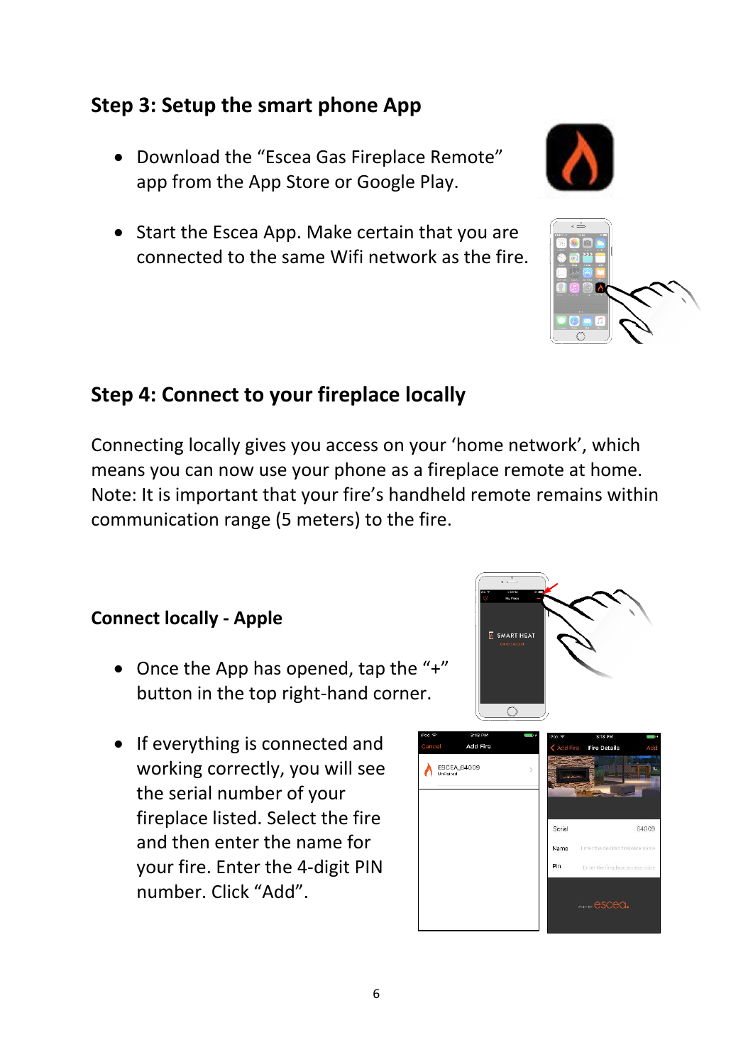## Step 3: Setup the smart phone App

- Download the "Escea Gas Fireplace Remote" app from the App Store or Google Play.
- Start the Escea App. Make certain that you are connected to the same Wifi network as the fire.

## Step 4: Connect to your fireplace locally

Connecting locally gives you access on your 'home network', which means you can now use your phone as a fireplace remote at home. Note: It is important that your fire's handheld remote remains within communication range (5 meters) to the fire.

### Connect locally - Apple

- Once the App has opened, tap the "+" button in the top right-hand corner.
- If everything is connected and working correctly, you will see the serial number of your fireplace listed. Select the fire and then enter the name for your fire. Enter the 4-digit PIN number. Click "Add".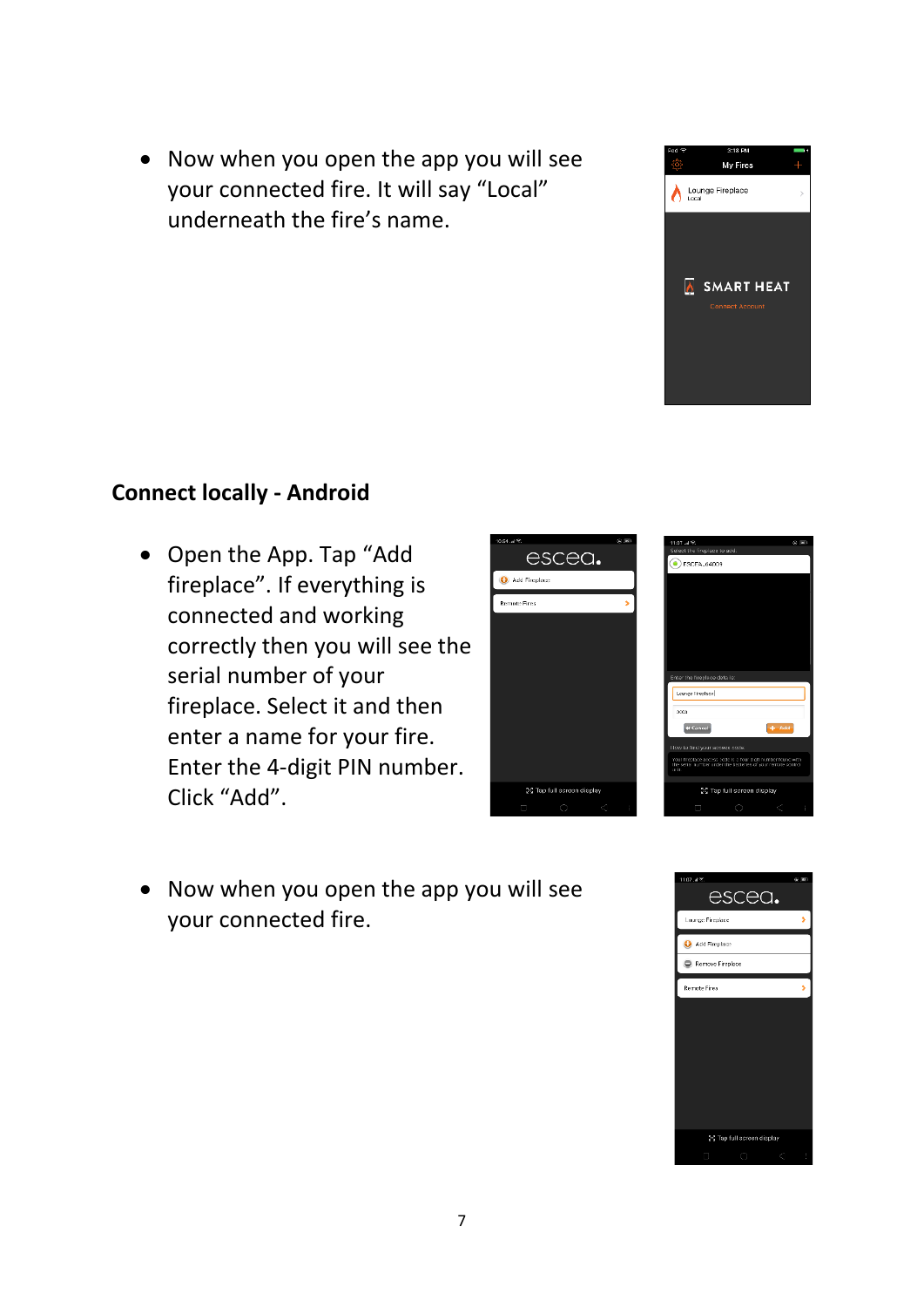- Now when you open the app you will see your connected fire. It will say "Local" underneath the fire's name.

## Connect locally - Android

- Open the App. Tap "Add fireplace". If everything is connected and working correctly then you will see the serial number of your fireplace. Select it and then enter a name for your fire. Enter the 4-digit PIN number. Click "Add".

- Now when you open the app you will see your connected fire.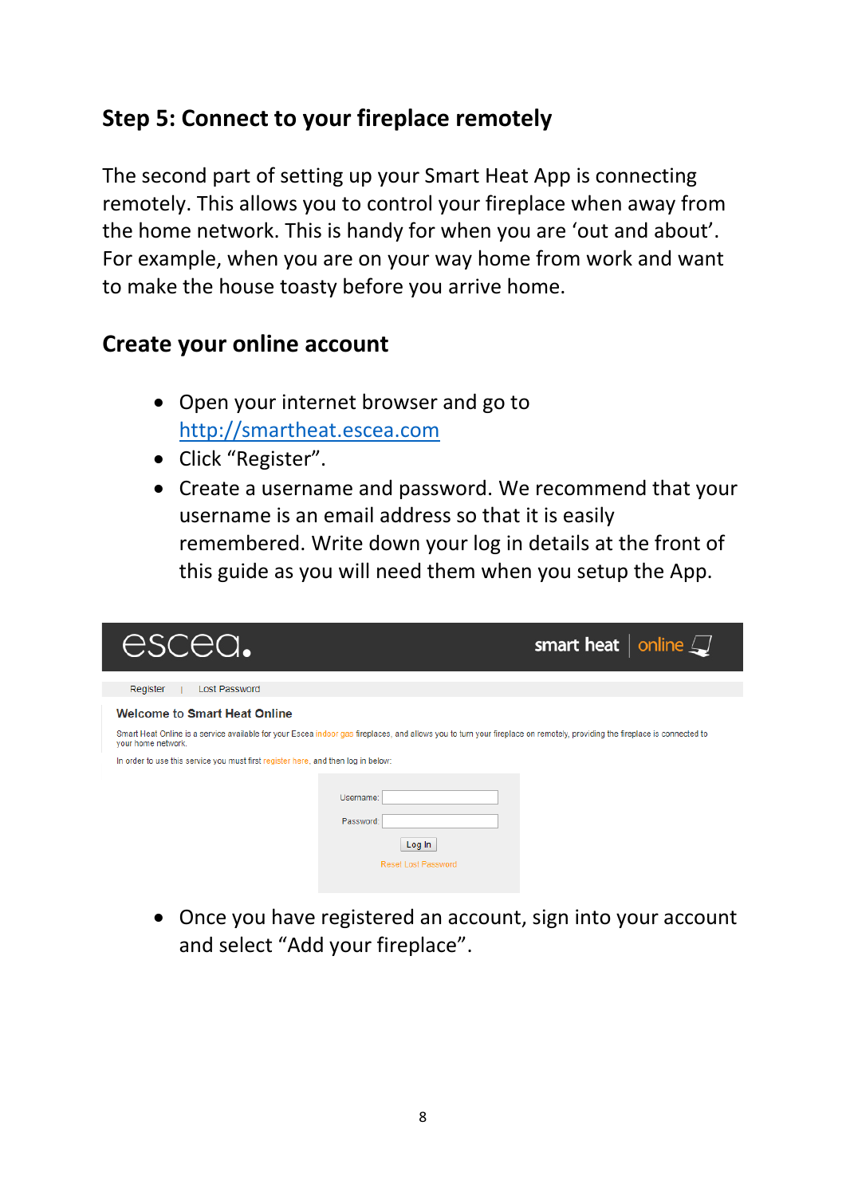## Step 5: Connect to your fireplace remotely

The second part of setting up your Smart Heat App is connecting remotely. This allows you to control your fireplace when away from the home network. This is handy for when you are 'out and about'. For example, when you are on your way home from work and want to make the house toasty before you arrive home.

## Create your online account

- Open your internet browser and go to http://smartheat.escea.com
- Click "Register".
- Create a username and password. We recommend that your username is an email address so that it is easily remembered. Write down your log in details at the front of this guide as you will need them when you setup the App.

escea. smart heat | online

Register | Lost Password

**Welcome to Smart Heat Online**

Smart Heat Online is a service available for your Escea indoor gas fireplaces, and allows you to turn your fireplace on remotely, providing the fireplace is connected to your home network.

In order to use this service you must first register here, and then log in below:

Username:

Password:

Log In

Reset Lost Password

- Once you have registered an account, sign into your account and select "Add your fireplace".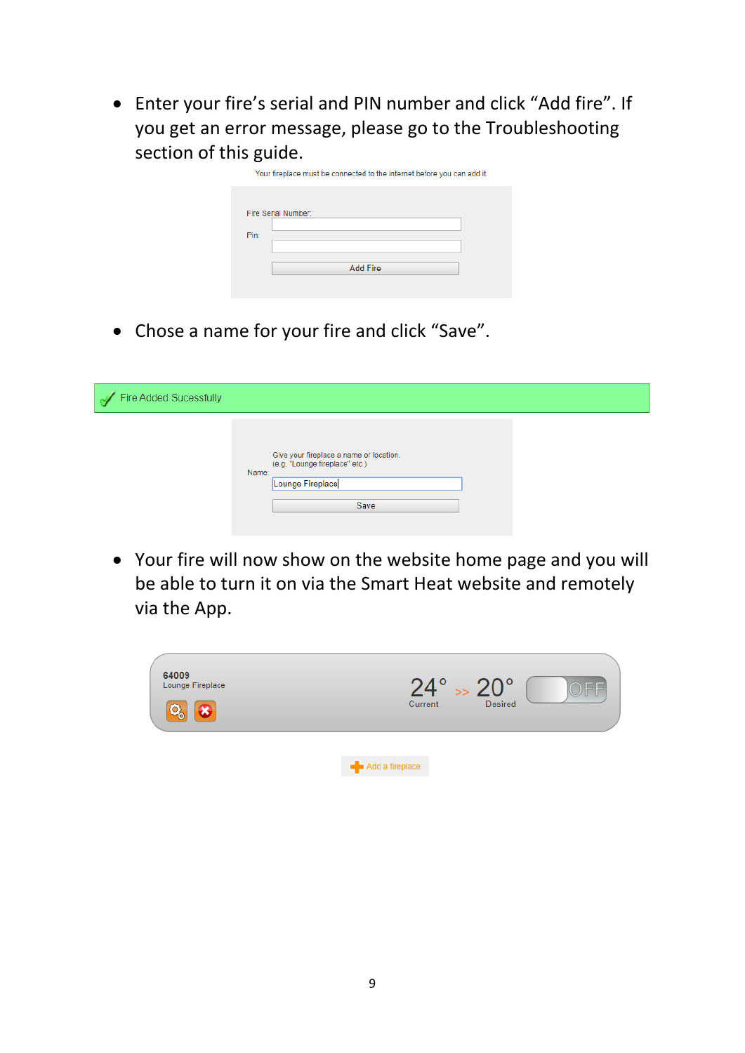- Enter your fire's serial and PIN number and click "Add fire". If you get an error message, please go to the Troubleshooting section of this guide.

Your fireplace must be connected to the internet before you can add it

Fire Serial Number:

Pin:

Add Fire

- Chose a name for your fire and click "Save".

Fire Added Sucessfully

Give your fireplace a name or location.
(e.g. "Lounge fireplace" etc.)

Name: Lounge Fireplace

Save

- Your fire will now show on the website home page and you will be able to turn it on via the Smart Heat website and remotely via the App.

64009
Lounge Fireplace

24° Current >> 20° Desired OFF

Add a fireplace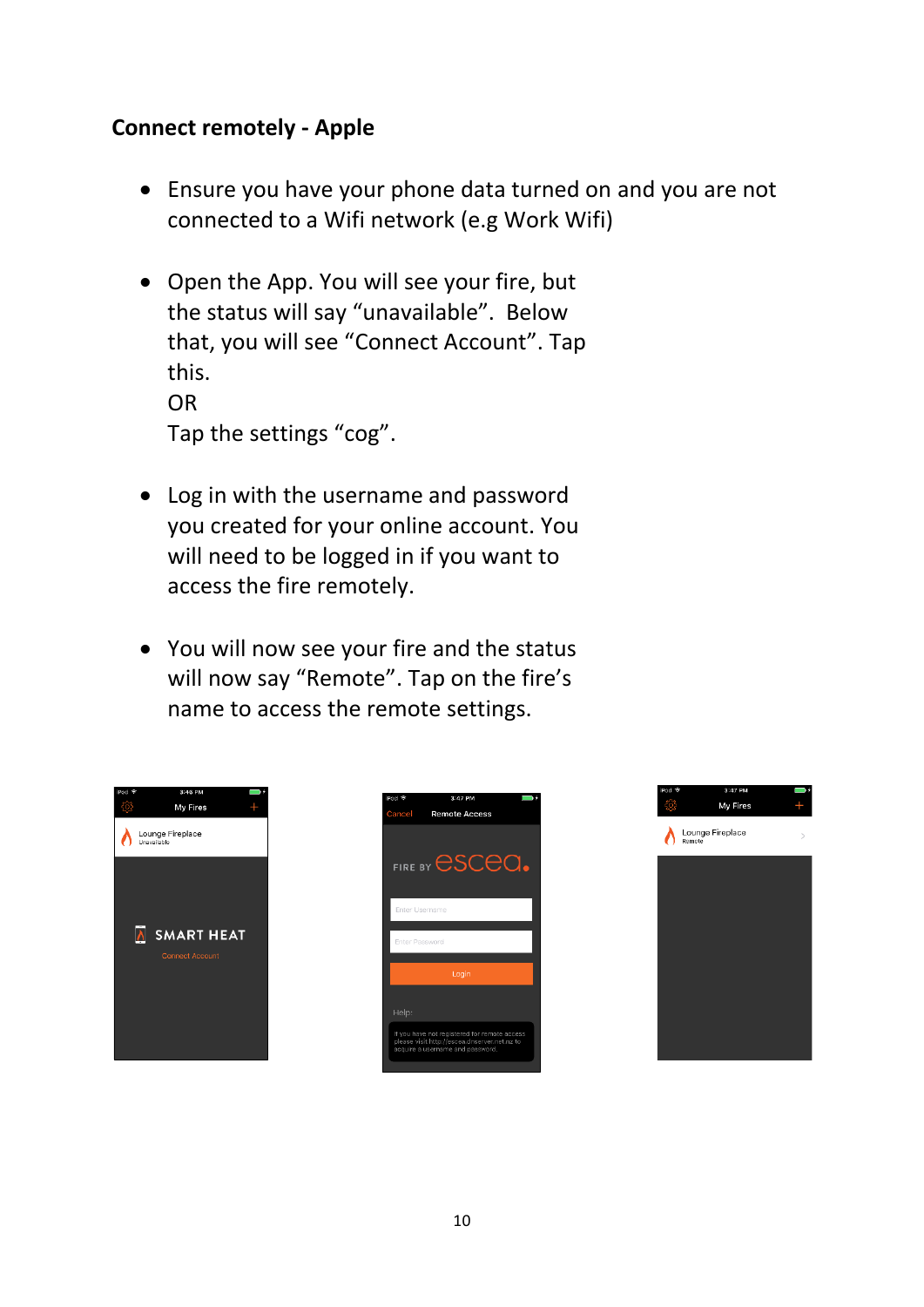## Connect remotely - Apple

- Ensure you have your phone data turned on and you are not connected to a Wifi network (e.g Work Wifi)

- Open the App. You will see your fire, but the status will say "unavailable". Below that, you will see "Connect Account". Tap this.
  OR
  Tap the settings "cog".

- Log in with the username and password you created for your online account. You will need to be logged in if you want to access the fire remotely.

- You will now see your fire and the status will now say "Remote". Tap on the fire's name to access the remote settings.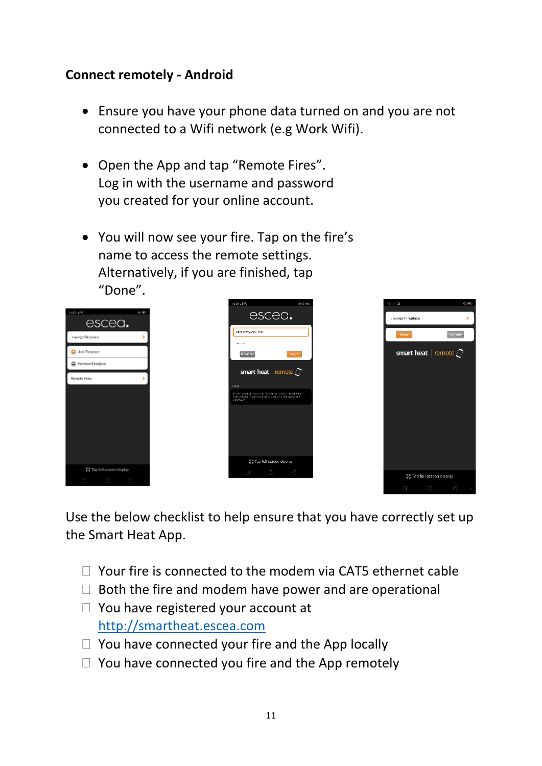**Connect remotely - Android**

- Ensure you have your phone data turned on and you are not connected to a Wifi network (e.g Work Wifi).
- Open the App and tap "Remote Fires". Log in with the username and password you created for your online account.
- You will now see your fire. Tap on the fire's name to access the remote settings. Alternatively, if you are finished, tap "Done".

Use the below checklist to help ensure that you have correctly set up the Smart Heat App.

- ☐ Your fire is connected to the modem via CAT5 ethernet cable
- ☐ Both the fire and modem have power and are operational
- ☐ You have registered your account at http://smartheat.escea.com
- ☐ You have connected your fire and the App locally
- ☐ You have connected you fire and the App remotely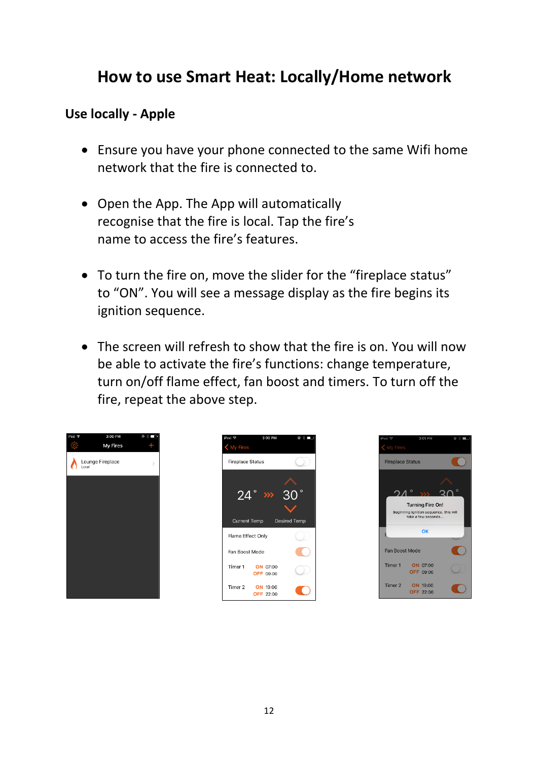# How to use Smart Heat: Locally/Home network

## Use locally - Apple

- Ensure you have your phone connected to the same Wifi home network that the fire is connected to.

- Open the App. The App will automatically recognise that the fire is local. Tap the fire's name to access the fire's features.

- To turn the fire on, move the slider for the "fireplace status" to "ON". You will see a message display as the fire begins its ignition sequence.

- The screen will refresh to show that the fire is on. You will now be able to activate the fire's functions: change temperature, turn on/off flame effect, fan boost and timers. To turn off the fire, repeat the above step.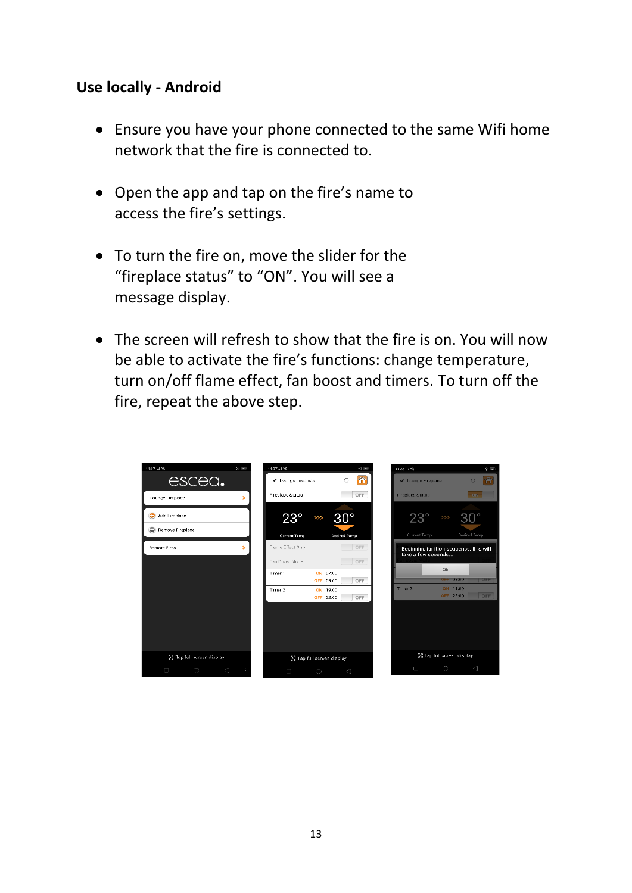## Use locally - Android

- Ensure you have your phone connected to the same Wifi home network that the fire is connected to.

- Open the app and tap on the fire's name to access the fire's settings.

- To turn the fire on, move the slider for the "fireplace status" to "ON". You will see a message display.

- The screen will refresh to show that the fire is on. You will now be able to activate the fire's functions: change temperature, turn on/off flame effect, fan boost and timers. To turn off the fire, repeat the above step.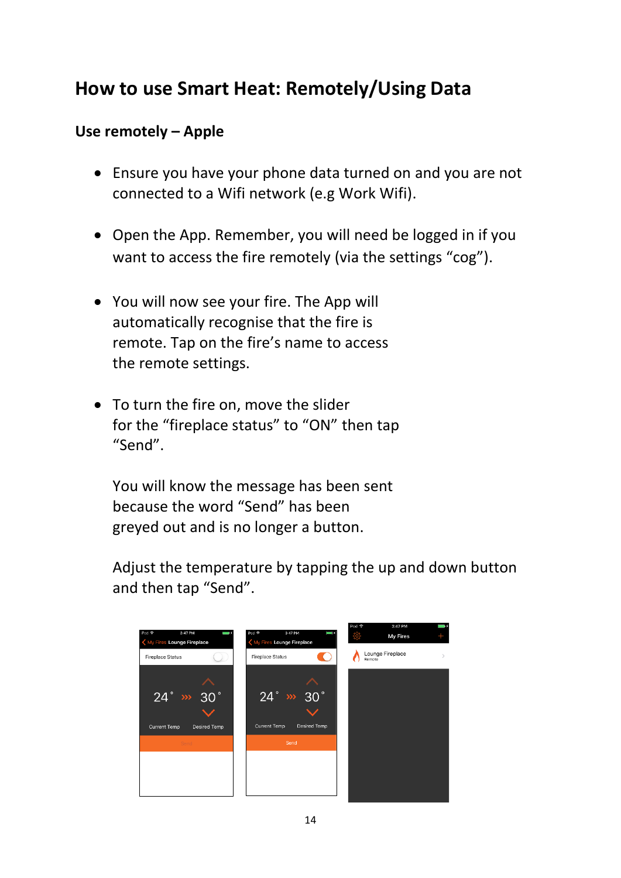# How to use Smart Heat: Remotely/Using Data

## Use remotely – Apple

- Ensure you have your phone data turned on and you are not connected to a Wifi network (e.g Work Wifi).

- Open the App. Remember, you will need be logged in if you want to access the fire remotely (via the settings "cog").

- You will now see your fire. The App will automatically recognise that the fire is remote. Tap on the fire's name to access the remote settings.

- To turn the fire on, move the slider for the "fireplace status" to "ON" then tap "Send".

  You will know the message has been sent because the word "Send" has been greyed out and is no longer a button.

  Adjust the temperature by tapping the up and down button and then tap "Send".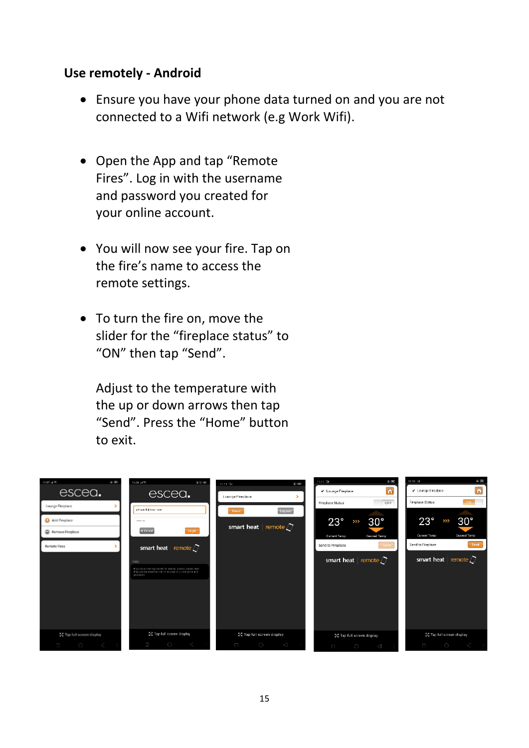**Use remotely - Android**

- Ensure you have your phone data turned on and you are not connected to a Wifi network (e.g Work Wifi).

- Open the App and tap "Remote Fires". Log in with the username and password you created for your online account.

- You will now see your fire. Tap on the fire's name to access the remote settings.

- To turn the fire on, move the slider for the "fireplace status" to "ON" then tap "Send".

  Adjust to the temperature with the up or down arrows then tap "Send". Press the "Home" button to exit.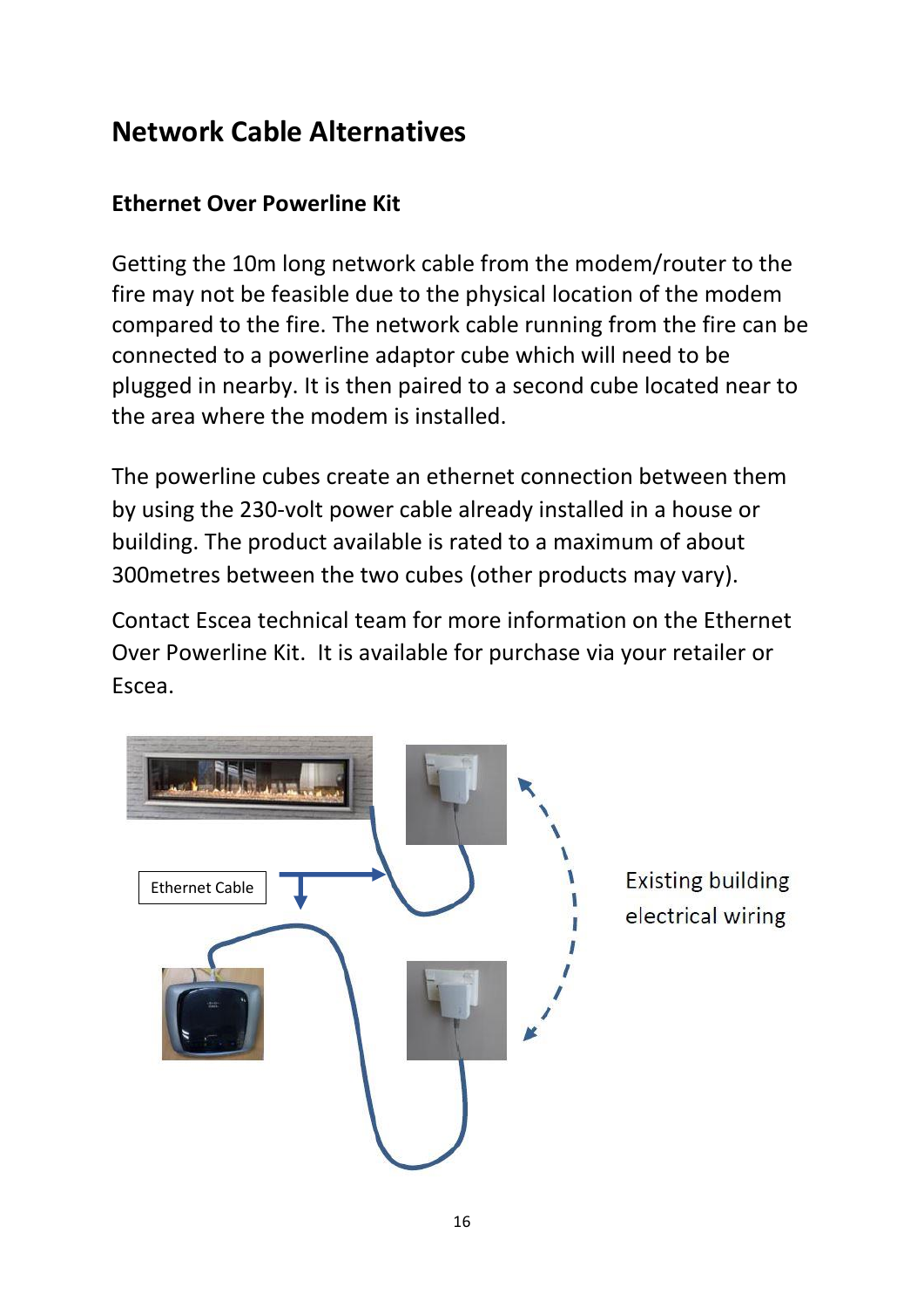## Network Cable Alternatives

### Ethernet Over Powerline Kit

Getting the 10m long network cable from the modem/router to the fire may not be feasible due to the physical location of the modem compared to the fire. The network cable running from the fire can be connected to a powerline adaptor cube which will need to be plugged in nearby. It is then paired to a second cube located near to the area where the modem is installed.

The powerline cubes create an ethernet connection between them by using the 230-volt power cable already installed in a house or building. The product available is rated to a maximum of about 300metres between the two cubes (other products may vary).

Contact Escea technical team for more information on the Ethernet Over Powerline Kit. It is available for purchase via your retailer or Escea.

Ethernet Cable

Existing building electrical wiring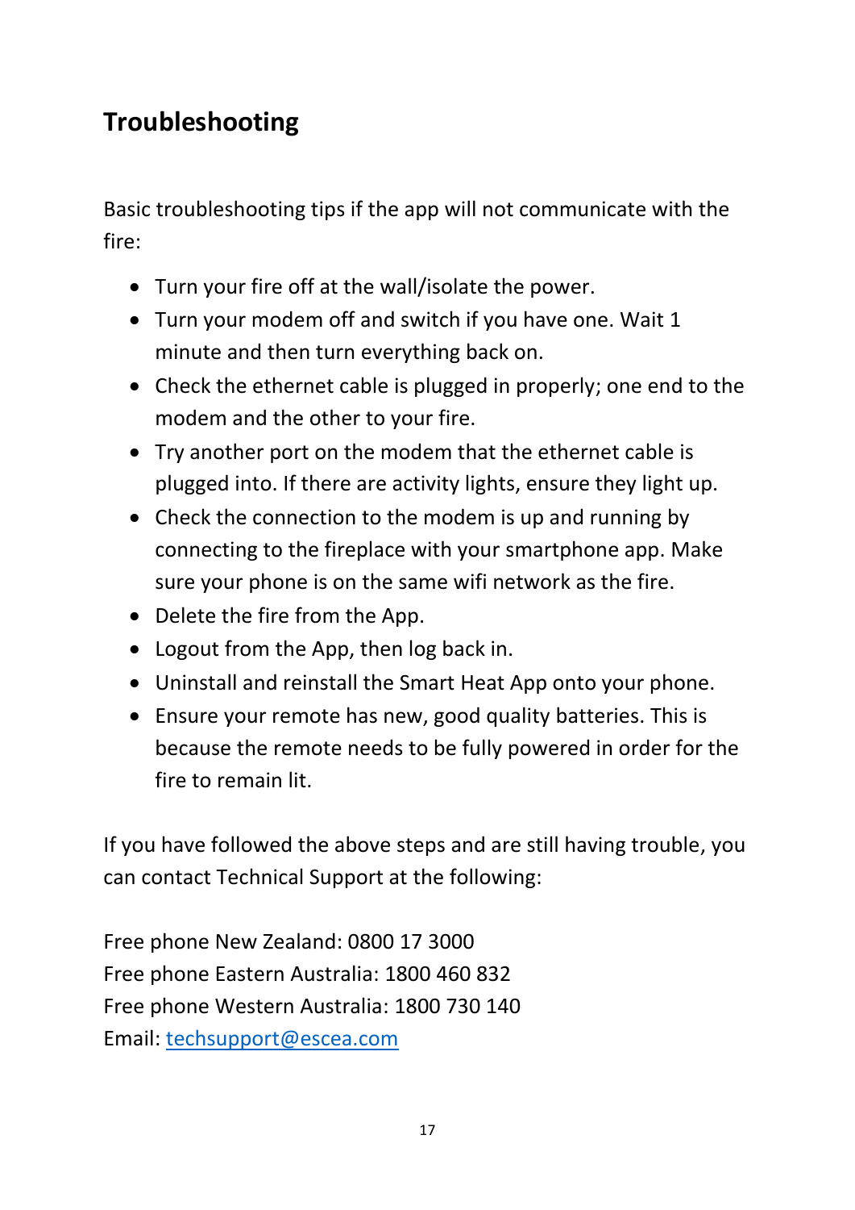## Troubleshooting

Basic troubleshooting tips if the app will not communicate with the fire:

- Turn your fire off at the wall/isolate the power.
- Turn your modem off and switch if you have one. Wait 1 minute and then turn everything back on.
- Check the ethernet cable is plugged in properly; one end to the modem and the other to your fire.
- Try another port on the modem that the ethernet cable is plugged into. If there are activity lights, ensure they light up.
- Check the connection to the modem is up and running by connecting to the fireplace with your smartphone app. Make sure your phone is on the same wifi network as the fire.
- Delete the fire from the App.
- Logout from the App, then log back in.
- Uninstall and reinstall the Smart Heat App onto your phone.
- Ensure your remote has new, good quality batteries. This is because the remote needs to be fully powered in order for the fire to remain lit.

If you have followed the above steps and are still having trouble, you can contact Technical Support at the following:

Free phone New Zealand: 0800 17 3000
Free phone Eastern Australia: 1800 460 832
Free phone Western Australia: 1800 730 140
Email: techsupport@escea.com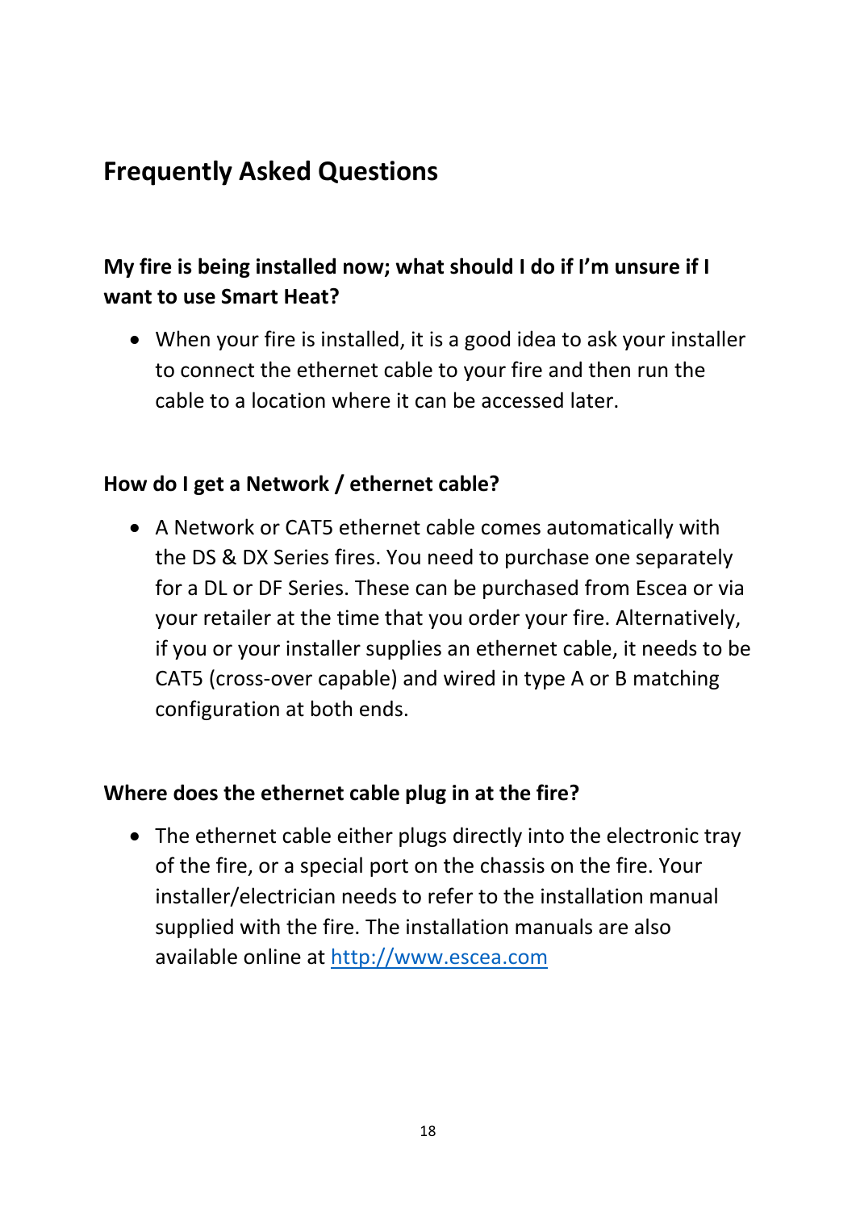## Frequently Asked Questions

### My fire is being installed now; what should I do if I'm unsure if I want to use Smart Heat?

- When your fire is installed, it is a good idea to ask your installer to connect the ethernet cable to your fire and then run the cable to a location where it can be accessed later.

### How do I get a Network / ethernet cable?

- A Network or CAT5 ethernet cable comes automatically with the DS & DX Series fires. You need to purchase one separately for a DL or DF Series. These can be purchased from Escea or via your retailer at the time that you order your fire. Alternatively, if you or your installer supplies an ethernet cable, it needs to be CAT5 (cross-over capable) and wired in type A or B matching configuration at both ends.

### Where does the ethernet cable plug in at the fire?

- The ethernet cable either plugs directly into the electronic tray of the fire, or a special port on the chassis on the fire. Your installer/electrician needs to refer to the installation manual supplied with the fire. The installation manuals are also available online at [http://www.escea.com](http://www.escea.com)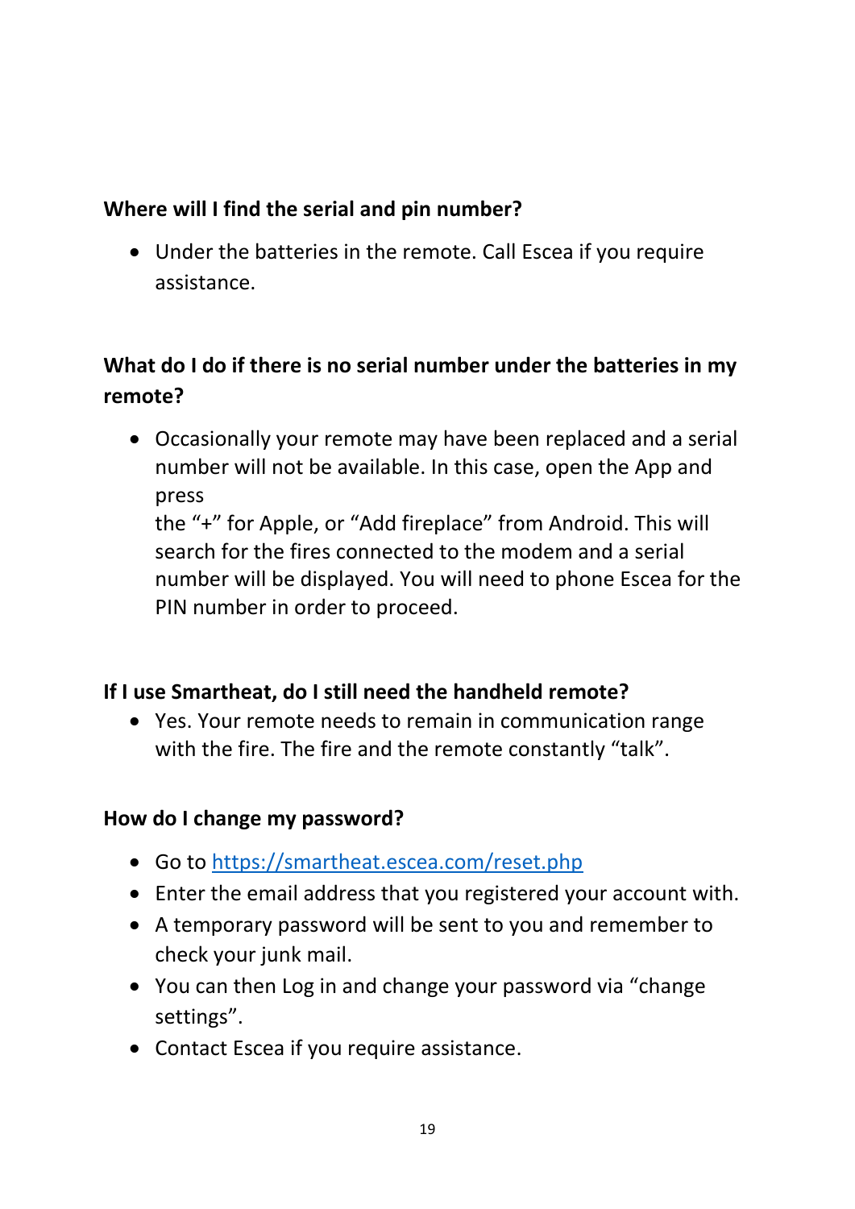**Where will I find the serial and pin number?**

- Under the batteries in the remote. Call Escea if you require assistance.

**What do I do if there is no serial number under the batteries in my remote?**

- Occasionally your remote may have been replaced and a serial number will not be available. In this case, open the App and press
  the "+" for Apple, or "Add fireplace" from Android. This will search for the fires connected to the modem and a serial number will be displayed. You will need to phone Escea for the PIN number in order to proceed.

**If I use Smartheat, do I still need the handheld remote?**

- Yes. Your remote needs to remain in communication range with the fire. The fire and the remote constantly "talk".

**How do I change my password?**

- Go to [https://smartheat.escea.com/reset.php](https://smartheat.escea.com/reset.php)
- Enter the email address that you registered your account with.
- A temporary password will be sent to you and remember to check your junk mail.
- You can then Log in and change your password via "change settings".
- Contact Escea if you require assistance.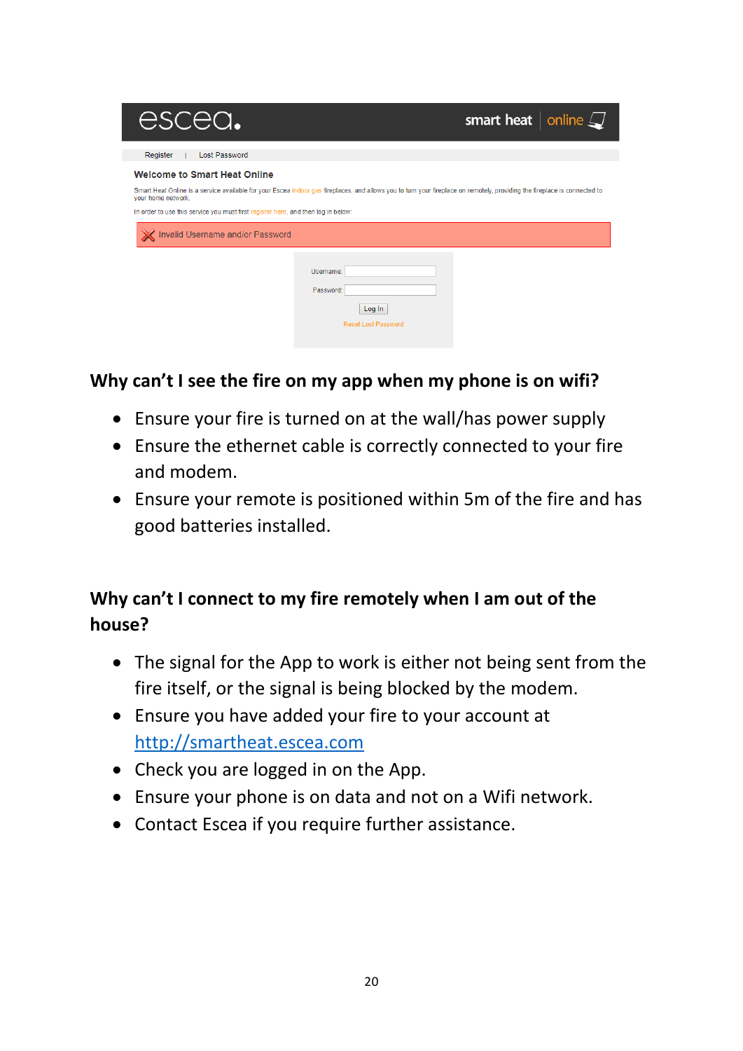## Why can't I see the fire on my app when my phone is on wifi?

- Ensure your fire is turned on at the wall/has power supply
- Ensure the ethernet cable is correctly connected to your fire and modem.
- Ensure your remote is positioned within 5m of the fire and has good batteries installed.

## Why can't I connect to my fire remotely when I am out of the house?

- The signal for the App to work is either not being sent from the fire itself, or the signal is being blocked by the modem.
- Ensure you have added your fire to your account at [http://smartheat.escea.com](http://smartheat.escea.com)
- Check you are logged in on the App.
- Ensure your phone is on data and not on a Wifi network.
- Contact Escea if you require further assistance.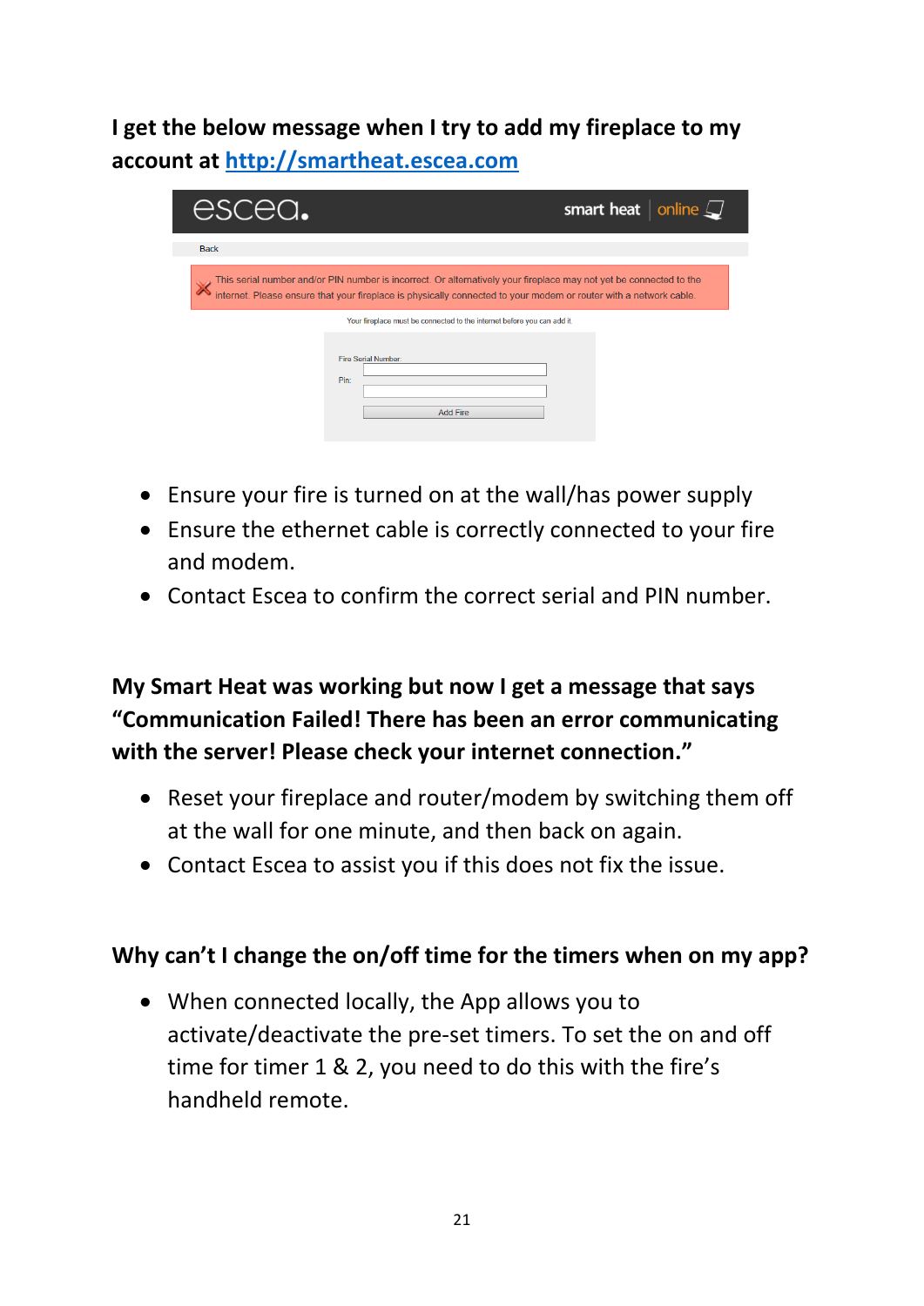**I get the below message when I try to add my fireplace to my account at [http://smartheat.escea.com](http://smartheat.escea.com)**

escea. smart heat | online

Back

This serial number and/or PIN number is incorrect. Or alternatively your fireplace may not yet be connected to the internet. Please ensure that your fireplace is physically connected to your modem or router with a network cable.

Your fireplace must be connected to the internet before you can add it.

Fire Serial Number:

Pin:

Add Fire

- Ensure your fire is turned on at the wall/has power supply
- Ensure the ethernet cable is correctly connected to your fire and modem.
- Contact Escea to confirm the correct serial and PIN number.

**My Smart Heat was working but now I get a message that says "Communication Failed! There has been an error communicating with the server! Please check your internet connection."**

- Reset your fireplace and router/modem by switching them off at the wall for one minute, and then back on again.
- Contact Escea to assist you if this does not fix the issue.

**Why can't I change the on/off time for the timers when on my app?**

- When connected locally, the App allows you to activate/deactivate the pre-set timers. To set the on and off time for timer 1 & 2, you need to do this with the fire's handheld remote.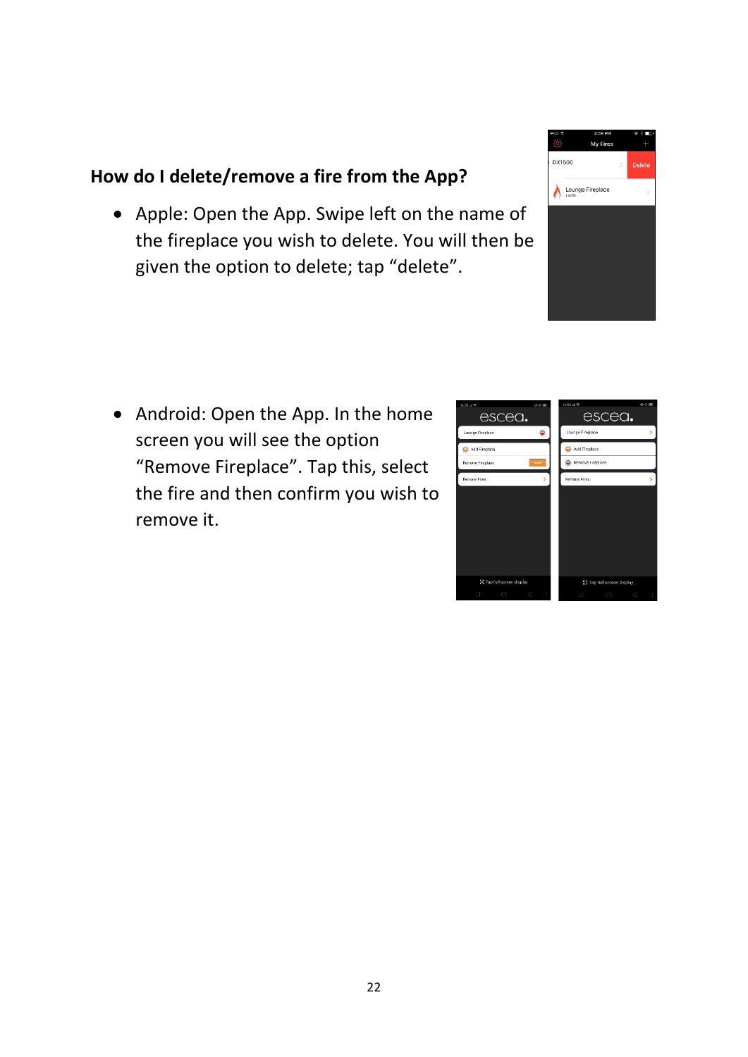## How do I delete/remove a fire from the App?

- Apple: Open the App. Swipe left on the name of the fireplace you wish to delete. You will then be given the option to delete; tap "delete".

- Android: Open the App. In the home screen you will see the option "Remove Fireplace". Tap this, select the fire and then confirm you wish to remove it.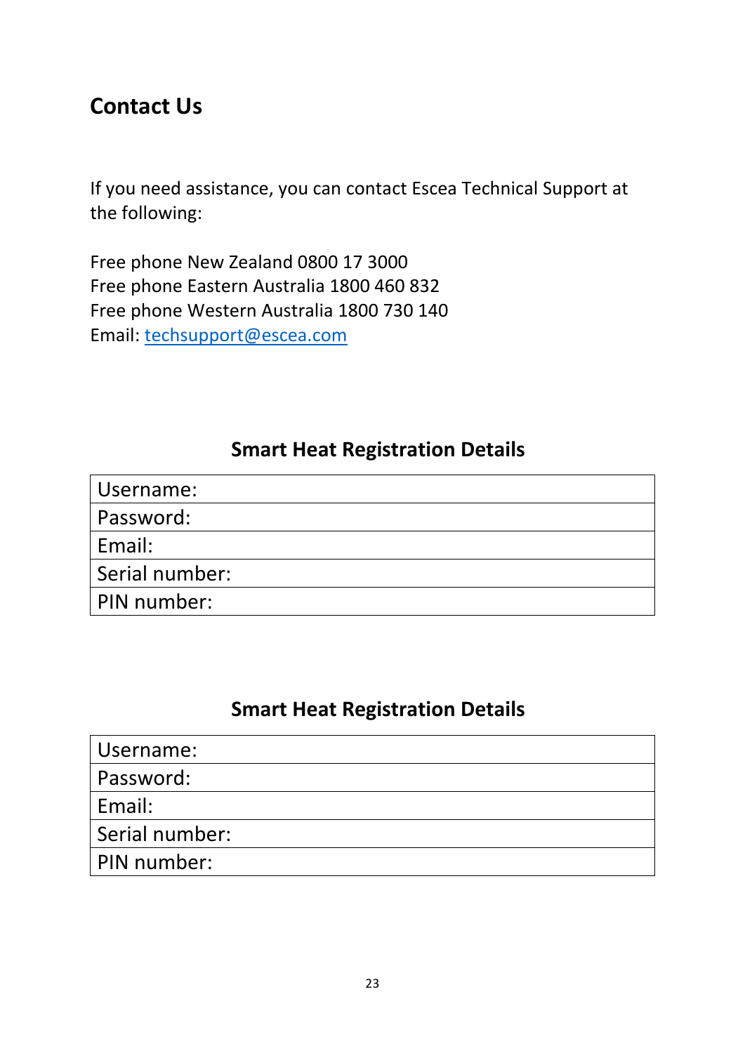## Contact Us

If you need assistance, you can contact Escea Technical Support at the following:

Free phone New Zealand 0800 17 3000
Free phone Eastern Australia 1800 460 832
Free phone Western Australia 1800 730 140
Email: techsupport@escea.com

### Smart Heat Registration Details

| |
|---|
| Username: |
| Password: |
| Email: |
| Serial number: |
| PIN number: |

### Smart Heat Registration Details

| |
|---|
| Username: |
| Password: |
| Email: |
| Serial number: |
| PIN number: |